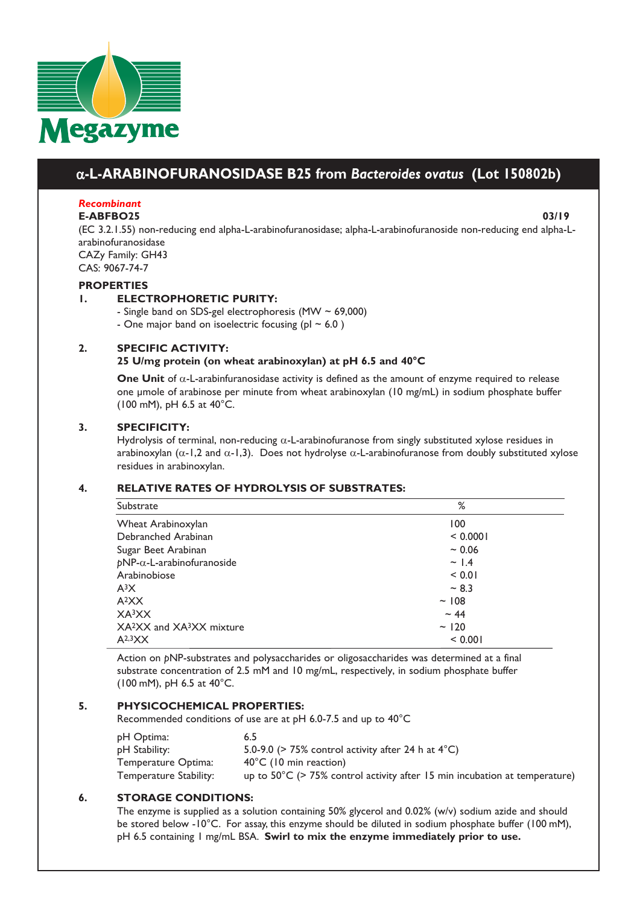Megazyme

# α-L-ARABINOFURANOSIDASE B25 from *Bacteroides ovatus* (Lot 150802b)

***Recombinant***

**E-ABFBO25** **03/19**

(EC 3.2.1.55) non-reducing end alpha-L-arabinofuranosidase; alpha-L-arabinofuranoside non-reducing end alpha-L-arabinofuranosidase
CAZy Family: GH43
CAS: 9067-74-7

## PROPERTIES

### 1. ELECTROPHORETIC PURITY:

- Single band on SDS-gel electrophoresis (MW ~ 69,000)
- One major band on isoelectric focusing (pI ~ 6.0 )

### 2. SPECIFIC ACTIVITY:

**25 U/mg protein (on wheat arabinoxylan) at pH 6.5 and 40°C**

**One Unit** of α-L-arabinfuranosidase activity is defined as the amount of enzyme required to release one µmole of arabinose per minute from wheat arabinoxylan (10 mg/mL) in sodium phosphate buffer (100 mM), pH 6.5 at 40°C.

### 3. SPECIFICITY:

Hydrolysis of terminal, non-reducing α-L-arabinofuranose from singly substituted xylose residues in arabinoxylan (α-1,2 and α-1,3). Does not hydrolyse α-L-arabinofuranose from doubly substituted xylose residues in arabinoxylan.

### 4. RELATIVE RATES OF HYDROLYSIS OF SUBSTRATES:

| Substrate | % |
|---|---|
| Wheat Arabinoxylan | 100 |
| Debranched Arabinan | < 0.0001 |
| Sugar Beet Arabinan | ~ 0.06 |
| *p*NP-α-L-arabinofuranoside | ~ 1.4 |
| Arabinobiose | < 0.01 |
| $A^3X$ | ~ 8.3 |
| $A^2XX$ | ~ 108 |
| $XA^3XX$ | ~ 44 |
| $XA^2XX$ and $XA^3XX$ mixture | ~ 120 |
| $A^{2,3}XX$ | < 0.001 |

Action on *p*NP-substrates and polysaccharides or oligosaccharides was determined at a final substrate concentration of 2.5 mM and 10 mg/mL, respectively, in sodium phosphate buffer (100 mM), pH 6.5 at 40°C.

### 5. PHYSICOCHEMICAL PROPERTIES:

Recommended conditions of use are at pH 6.0-7.5 and up to 40°C

| | |
|---|---|
| pH Optima: | 6.5 |
| pH Stability: | 5.0-9.0 (> 75% control activity after 24 h at 4°C) |
| Temperature Optima: | 40°C (10 min reaction) |
| Temperature Stability: | up to 50°C (> 75% control activity after 15 min incubation at temperature) |

### 6. STORAGE CONDITIONS:

The enzyme is supplied as a solution containing 50% glycerol and 0.02% (w/v) sodium azide and should be stored below -10°C. For assay, this enzyme should be diluted in sodium phosphate buffer (100 mM), pH 6.5 containing 1 mg/mL BSA. **Swirl to mix the enzyme immediately prior to use.**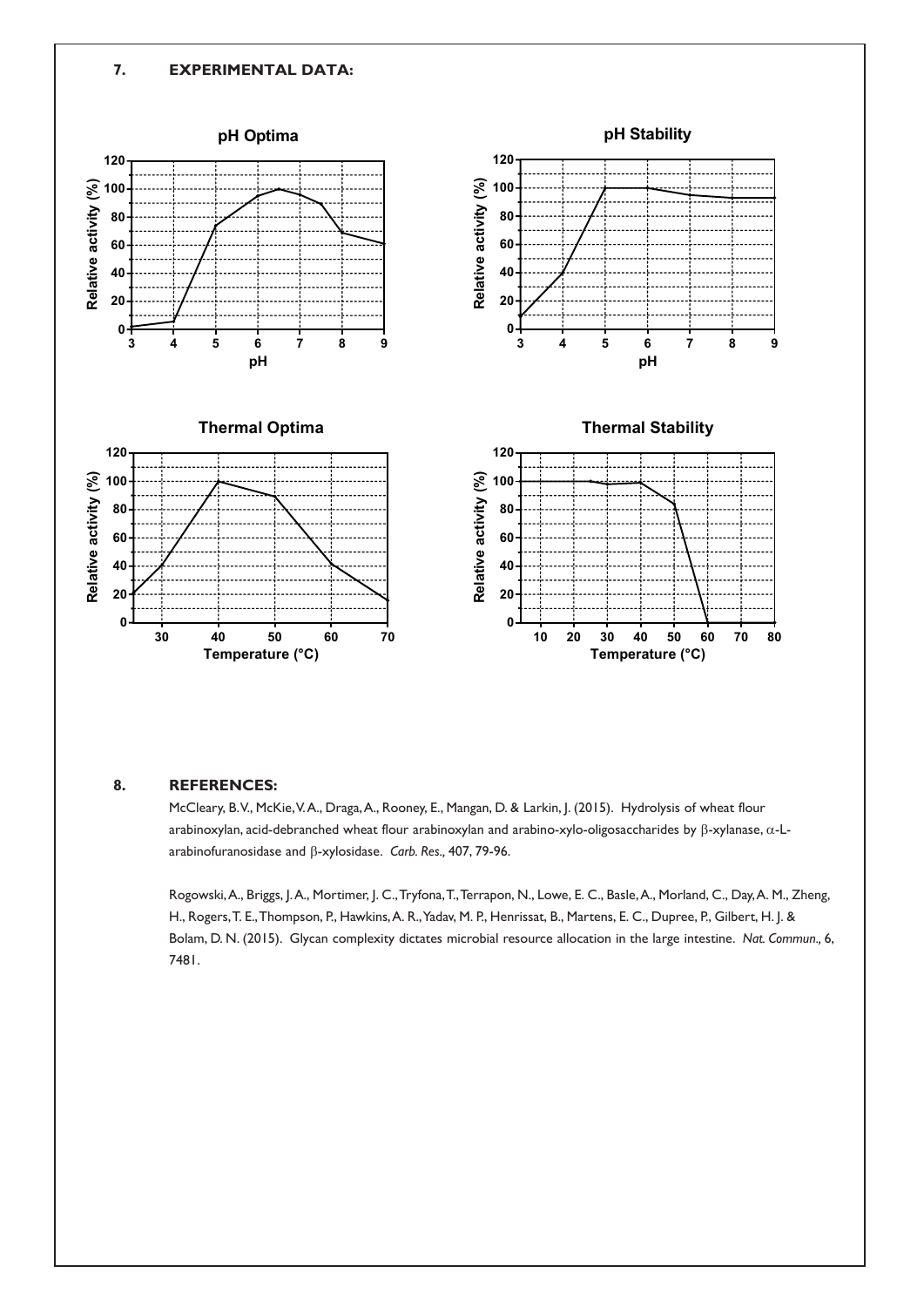## 7. EXPERIMENTAL DATA:

pH Optima

Relative activity (%)

0 20 40 60 80 100 120

3 4 5 6 7 8 9

pH

pH Stability

Relative activity (%)

0 20 40 60 80 100 120

3 4 5 6 7 8 9

pH

Thermal Optima

Relative activity (%)

0 20 40 60 80 100 120

30 40 50 60 70

Temperature (°C)

Thermal Stability

Relative activity (%)

0 20 40 60 80 100 120

10 20 30 40 50 60 70 80

Temperature (°C)

## 8. REFERENCES:

McCleary, B. V., McKie, V. A., Draga, A., Rooney, E., Mangan, D. & Larkin, J. (2015). Hydrolysis of wheat flour arabinoxylan, acid-debranched wheat flour arabinoxylan and arabino-xylo-oligosaccharides by β-xylanase, α-L-arabinofuranosidase and β-xylosidase. *Carb. Res.,* 407, 79-96.

Rogowski, A., Briggs, J. A., Mortimer, J. C., Tryfona, T., Terrapon, N., Lowe, E. C., Basle, A., Morland, C., Day, A. M., Zheng, H., Rogers, T. E., Thompson, P., Hawkins, A. R., Yadav, M. P., Henrissat, B., Martens, E. C., Dupree, P., Gilbert, H. J. & Bolam, D. N. (2015). Glycan complexity dictates microbial resource allocation in the large intestine. *Nat. Commun.,* 6, 7481.